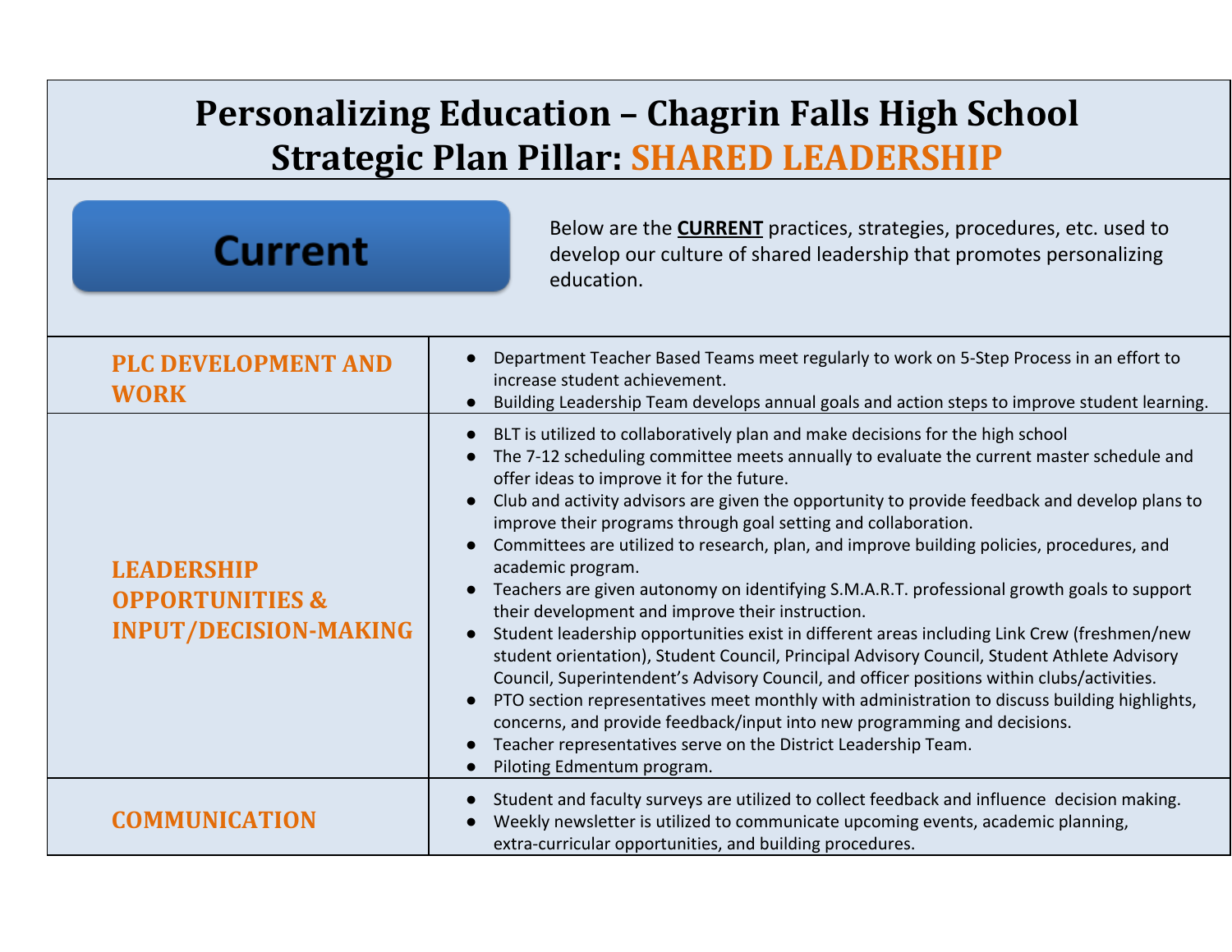# Personalizing Education – Chagrin Falls High School
## Strategic Plan Pillar: SHARED LEADERSHIP

**Current**

Below are the **CURRENT** practices, strategies, procedures, etc. used to develop our culture of shared leadership that promotes personalizing education.

| | |
|---|---|
| **PLC DEVELOPMENT AND WORK** | ● Department Teacher Based Teams meet regularly to work on 5-Step Process in an effort to increase student achievement.<br>● Building Leadership Team develops annual goals and action steps to improve student learning. |
| **LEADERSHIP OPPORTUNITIES & INPUT/DECISION-MAKING** | ● BLT is utilized to collaboratively plan and make decisions for the high school<br>● The 7-12 scheduling committee meets annually to evaluate the current master schedule and offer ideas to improve it for the future.<br>● Club and activity advisors are given the opportunity to provide feedback and develop plans to improve their programs through goal setting and collaboration.<br>● Committees are utilized to research, plan, and improve building policies, procedures, and academic program.<br>● Teachers are given autonomy on identifying S.M.A.R.T. professional growth goals to support their development and improve their instruction.<br>● Student leadership opportunities exist in different areas including Link Crew (freshmen/new student orientation), Student Council, Principal Advisory Council, Student Athlete Advisory Council, Superintendent's Advisory Council, and officer positions within clubs/activities.<br>● PTO section representatives meet monthly with administration to discuss building highlights, concerns, and provide feedback/input into new programming and decisions.<br>● Teacher representatives serve on the District Leadership Team.<br>● Piloting Edmentum program. |
| **COMMUNICATION** | ● Student and faculty surveys are utilized to collect feedback and influence decision making.<br>● Weekly newsletter is utilized to communicate upcoming events, academic planning, extra-curricular opportunities, and building procedures. |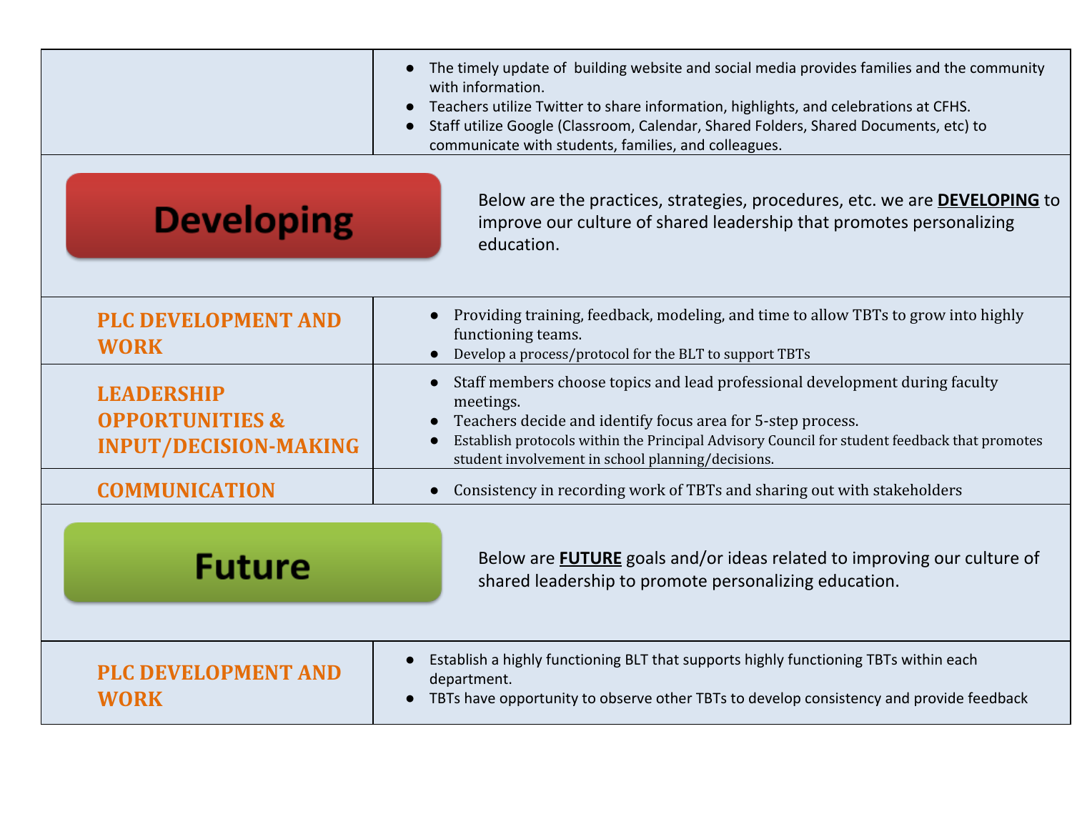| | |
|---|---|
| | • The timely update of building website and social media provides families and the community with information.<br>• Teachers utilize Twitter to share information, highlights, and celebrations at CFHS.<br>• Staff utilize Google (Classroom, Calendar, Shared Folders, Shared Documents, etc) to communicate with students, families, and colleagues. |
| **Developing** | Below are the practices, strategies, procedures, etc. we are **DEVELOPING** to improve our culture of shared leadership that promotes personalizing education. |
| **PLC DEVELOPMENT AND WORK** | • Providing training, feedback, modeling, and time to allow TBTs to grow into highly functioning teams.<br>• Develop a process/protocol for the BLT to support TBTs |
| **LEADERSHIP OPPORTUNITIES & INPUT/DECISION-MAKING** | • Staff members choose topics and lead professional development during faculty meetings.<br>• Teachers decide and identify focus area for 5-step process.<br>• Establish protocols within the Principal Advisory Council for student feedback that promotes student involvement in school planning/decisions. |
| **COMMUNICATION** | • Consistency in recording work of TBTs and sharing out with stakeholders |
| **Future** | Below are **FUTURE** goals and/or ideas related to improving our culture of shared leadership to promote personalizing education. |
| **PLC DEVELOPMENT AND WORK** | • Establish a highly functioning BLT that supports highly functioning TBTs within each department.<br>• TBTs have opportunity to observe other TBTs to develop consistency and provide feedback |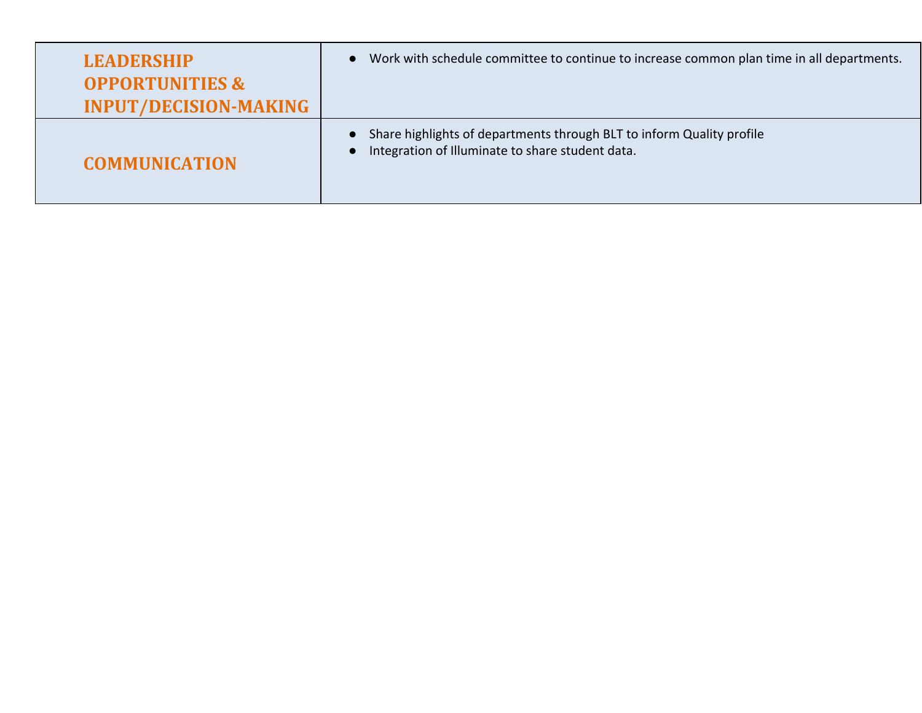| | |
|---|---|
| **LEADERSHIP OPPORTUNITIES & INPUT/DECISION-MAKING** | ● Work with schedule committee to continue to increase common plan time in all departments. |
| **COMMUNICATION** | ● Share highlights of departments through BLT to inform Quality profile<br>● Integration of Illuminate to share student data. |